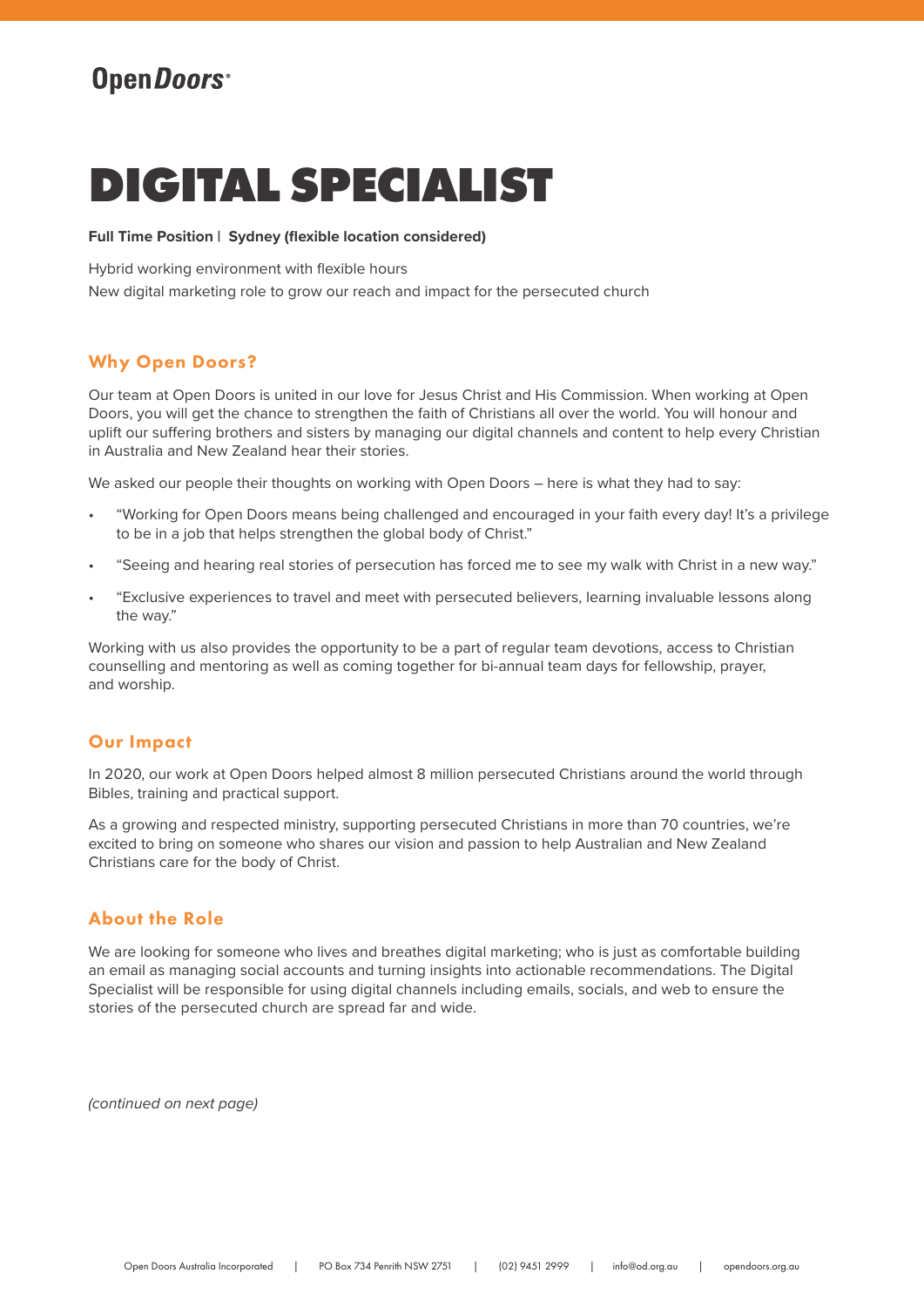Open*Doors*

# DIGITAL SPECIALIST

**Full Time Position** | **Sydney (flexible location considered)**

Hybrid working environment with flexible hours

New digital marketing role to grow our reach and impact for the persecuted church

## Why Open Doors?

Our team at Open Doors is united in our love for Jesus Christ and His Commission. When working at Open Doors, you will get the chance to strengthen the faith of Christians all over the world. You will honour and uplift our suffering brothers and sisters by managing our digital channels and content to help every Christian in Australia and New Zealand hear their stories.

We asked our people their thoughts on working with Open Doors – here is what they had to say:

- "Working for Open Doors means being challenged and encouraged in your faith every day! It's a privilege to be in a job that helps strengthen the global body of Christ."
- "Seeing and hearing real stories of persecution has forced me to see my walk with Christ in a new way."
- "Exclusive experiences to travel and meet with persecuted believers, learning invaluable lessons along the way."

Working with us also provides the opportunity to be a part of regular team devotions, access to Christian counselling and mentoring as well as coming together for bi-annual team days for fellowship, prayer, and worship.

## Our Impact

In 2020, our work at Open Doors helped almost 8 million persecuted Christians around the world through Bibles, training and practical support.

As a growing and respected ministry, supporting persecuted Christians in more than 70 countries, we're excited to bring on someone who shares our vision and passion to help Australian and New Zealand Christians care for the body of Christ.

## About the Role

We are looking for someone who lives and breathes digital marketing; who is just as comfortable building an email as managing social accounts and turning insights into actionable recommendations. The Digital Specialist will be responsible for using digital channels including emails, socials, and web to ensure the stories of the persecuted church are spread far and wide.

*(continued on next page)*

Open Doors Australia Incorporated | PO Box 734 Penrith NSW 2751 | (02) 9451 2999 | info@od.org.au | opendoors.org.au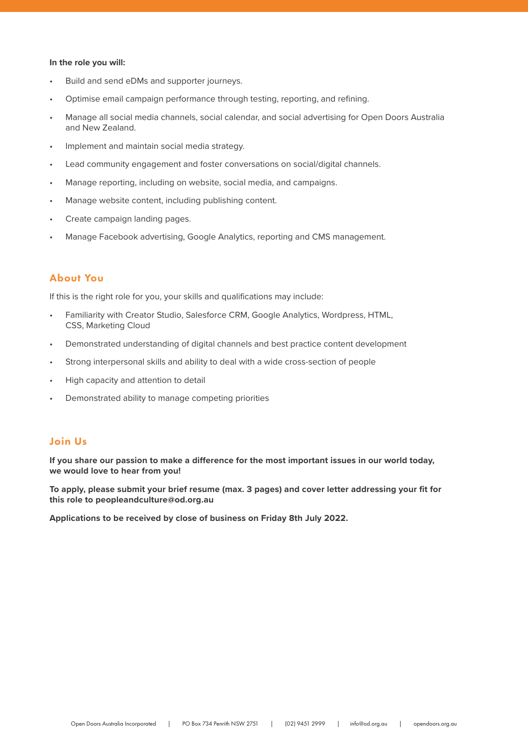**In the role you will:**

- Build and send eDMs and supporter journeys.
- Optimise email campaign performance through testing, reporting, and refining.
- Manage all social media channels, social calendar, and social advertising for Open Doors Australia and New Zealand.
- Implement and maintain social media strategy.
- Lead community engagement and foster conversations on social/digital channels.
- Manage reporting, including on website, social media, and campaigns.
- Manage website content, including publishing content.
- Create campaign landing pages.
- Manage Facebook advertising, Google Analytics, reporting and CMS management.

## About You

If this is the right role for you, your skills and qualifications may include:

- Familiarity with Creator Studio, Salesforce CRM, Google Analytics, Wordpress, HTML, CSS, Marketing Cloud
- Demonstrated understanding of digital channels and best practice content development
- Strong interpersonal skills and ability to deal with a wide cross-section of people
- High capacity and attention to detail
- Demonstrated ability to manage competing priorities

## Join Us

**If you share our passion to make a difference for the most important issues in our world today, we would love to hear from you!**

**To apply, please submit your brief resume (max. 3 pages) and cover letter addressing your fit for this role to peopleandculture@od.org.au**

**Applications to be received by close of business on Friday 8th July 2022.**